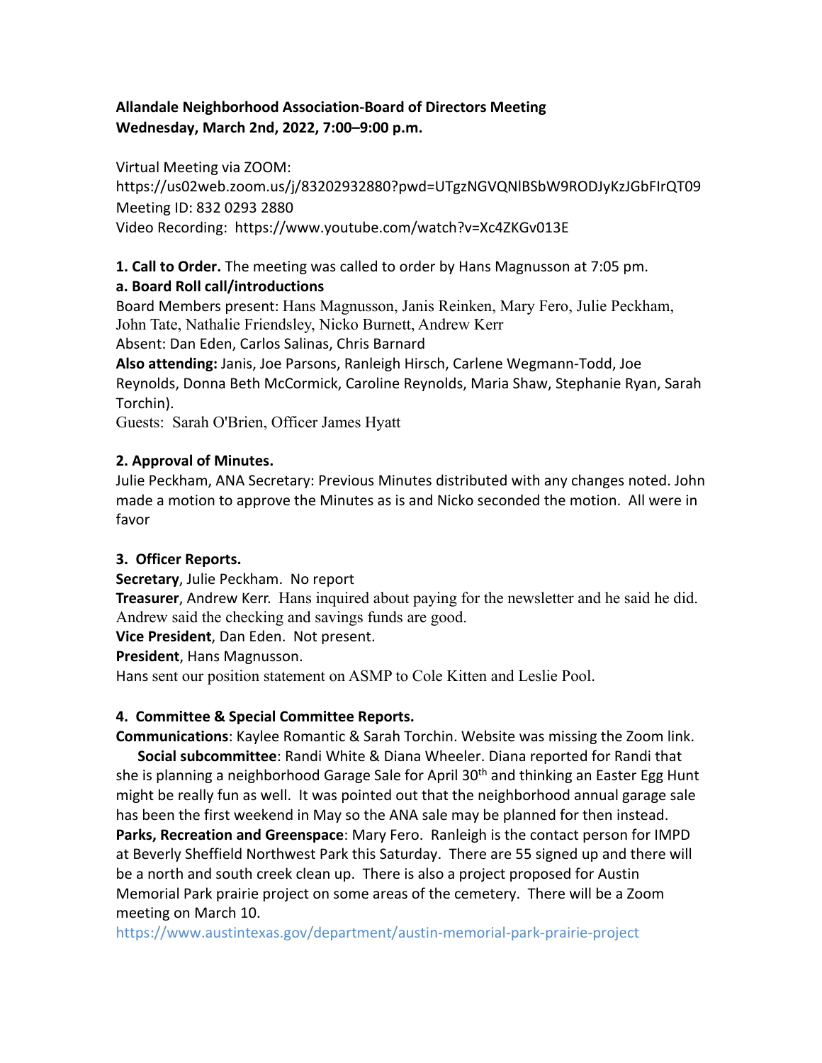**Allandale Neighborhood Association-Board of Directors Meeting**
**Wednesday, March 2nd, 2022, 7:00–9:00 p.m.**

Virtual Meeting via ZOOM:
https://us02web.zoom.us/j/83202932880?pwd=UTgzNGVQNlBSbW9RODJyKzJGbFIrQT09
Meeting ID: 832 0293 2880
Video Recording: https://www.youtube.com/watch?v=Xc4ZKGv013E

**1. Call to Order.** The meeting was called to order by Hans Magnusson at 7:05 pm.
**a. Board Roll call/introductions**
Board Members present: Hans Magnusson, Janis Reinken, Mary Fero, Julie Peckham, John Tate, Nathalie Friendsley, Nicko Burnett, Andrew Kerr
Absent: Dan Eden, Carlos Salinas, Chris Barnard
**Also attending:** Janis, Joe Parsons, Ranleigh Hirsch, Carlene Wegmann-Todd, Joe Reynolds, Donna Beth McCormick, Caroline Reynolds, Maria Shaw, Stephanie Ryan, Sarah Torchin).
Guests: Sarah O'Brien, Officer James Hyatt

**2. Approval of Minutes.**
Julie Peckham, ANA Secretary: Previous Minutes distributed with any changes noted. John made a motion to approve the Minutes as is and Nicko seconded the motion. All were in favor

**3. Officer Reports.**
**Secretary**, Julie Peckham. No report
**Treasurer**, Andrew Kerr. Hans inquired about paying for the newsletter and he said he did. Andrew said the checking and savings funds are good.
**Vice President**, Dan Eden. Not present.
**President**, Hans Magnusson.
Hans sent our position statement on ASMP to Cole Kitten and Leslie Pool.

**4. Committee & Special Committee Reports.**
**Communications**: Kaylee Romantic & Sarah Torchin. Website was missing the Zoom link.
**Social subcommittee**: Randi White & Diana Wheeler. Diana reported for Randi that she is planning a neighborhood Garage Sale for April 30th and thinking an Easter Egg Hunt might be really fun as well. It was pointed out that the neighborhood annual garage sale has been the first weekend in May so the ANA sale may be planned for then instead.
**Parks, Recreation and Greenspace**: Mary Fero. Ranleigh is the contact person for IMPD at Beverly Sheffield Northwest Park this Saturday. There are 55 signed up and there will be a north and south creek clean up. There is also a project proposed for Austin Memorial Park prairie project on some areas of the cemetery. There will be a Zoom meeting on March 10.
https://www.austintexas.gov/department/austin-memorial-park-prairie-project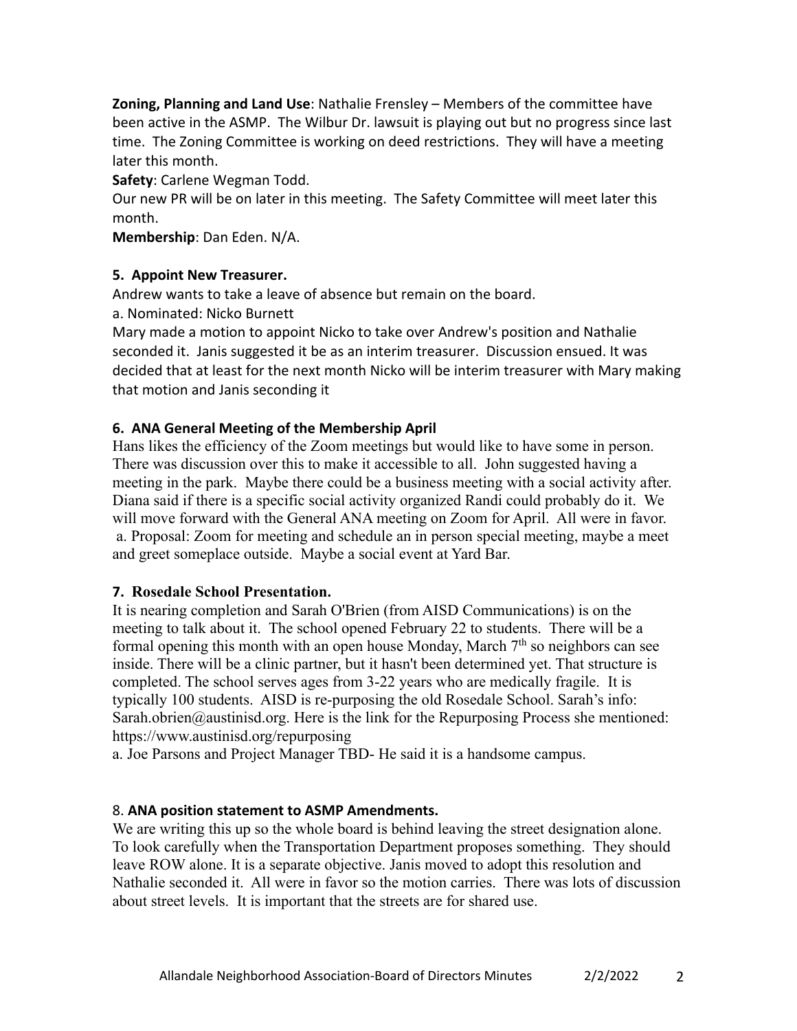**Zoning, Planning and Land Use**: Nathalie Frensley – Members of the committee have been active in the ASMP. The Wilbur Dr. lawsuit is playing out but no progress since last time. The Zoning Committee is working on deed restrictions. They will have a meeting later this month.

**Safety**: Carlene Wegman Todd.

Our new PR will be on later in this meeting. The Safety Committee will meet later this month.

**Membership**: Dan Eden. N/A.

**5. Appoint New Treasurer.**

Andrew wants to take a leave of absence but remain on the board.

a. Nominated: Nicko Burnett

Mary made a motion to appoint Nicko to take over Andrew's position and Nathalie seconded it. Janis suggested it be as an interim treasurer. Discussion ensued. It was decided that at least for the next month Nicko will be interim treasurer with Mary making that motion and Janis seconding it

**6. ANA General Meeting of the Membership April**

Hans likes the efficiency of the Zoom meetings but would like to have some in person. There was discussion over this to make it accessible to all. John suggested having a meeting in the park. Maybe there could be a business meeting with a social activity after. Diana said if there is a specific social activity organized Randi could probably do it. We will move forward with the General ANA meeting on Zoom for April. All were in favor.

a. Proposal: Zoom for meeting and schedule an in person special meeting, maybe a meet and greet someplace outside. Maybe a social event at Yard Bar.

**7. Rosedale School Presentation.**

It is nearing completion and Sarah O'Brien (from AISD Communications) is on the meeting to talk about it. The school opened February 22 to students. There will be a formal opening this month with an open house Monday, March 7th so neighbors can see inside. There will be a clinic partner, but it hasn't been determined yet. That structure is completed. The school serves ages from 3-22 years who are medically fragile. It is typically 100 students. AISD is re-purposing the old Rosedale School. Sarah's info: Sarah.obrien@austinisd.org. Here is the link for the Repurposing Process she mentioned: https://www.austinisd.org/repurposing

a. Joe Parsons and Project Manager TBD- He said it is a handsome campus.

8. **ANA position statement to ASMP Amendments.**

We are writing this up so the whole board is behind leaving the street designation alone. To look carefully when the Transportation Department proposes something. They should leave ROW alone. It is a separate objective. Janis moved to adopt this resolution and Nathalie seconded it. All were in favor so the motion carries. There was lots of discussion about street levels. It is important that the streets are for shared use.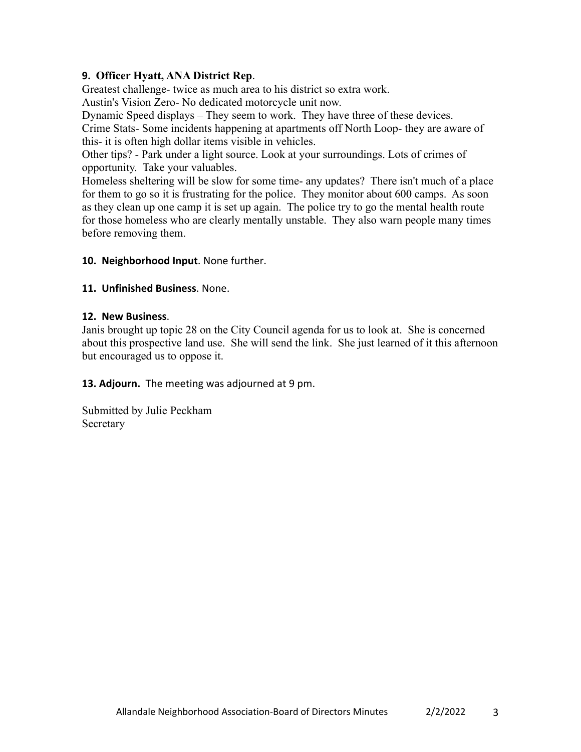**9. Officer Hyatt, ANA District Rep**.

Greatest challenge- twice as much area to his district so extra work.
Austin's Vision Zero- No dedicated motorcycle unit now.
Dynamic Speed displays – They seem to work. They have three of these devices.
Crime Stats- Some incidents happening at apartments off North Loop- they are aware of this- it is often high dollar items visible in vehicles.
Other tips? - Park under a light source. Look at your surroundings. Lots of crimes of opportunity. Take your valuables.
Homeless sheltering will be slow for some time- any updates? There isn't much of a place for them to go so it is frustrating for the police. They monitor about 600 camps. As soon as they clean up one camp it is set up again. The police try to go the mental health route for those homeless who are clearly mentally unstable. They also warn people many times before removing them.

**10. Neighborhood Input**. None further.

**11. Unfinished Business**. None.

**12. New Business**.

Janis brought up topic 28 on the City Council agenda for us to look at. She is concerned about this prospective land use. She will send the link. She just learned of it this afternoon but encouraged us to oppose it.

**13. Adjourn.** The meeting was adjourned at 9 pm.

Submitted by Julie Peckham
Secretary